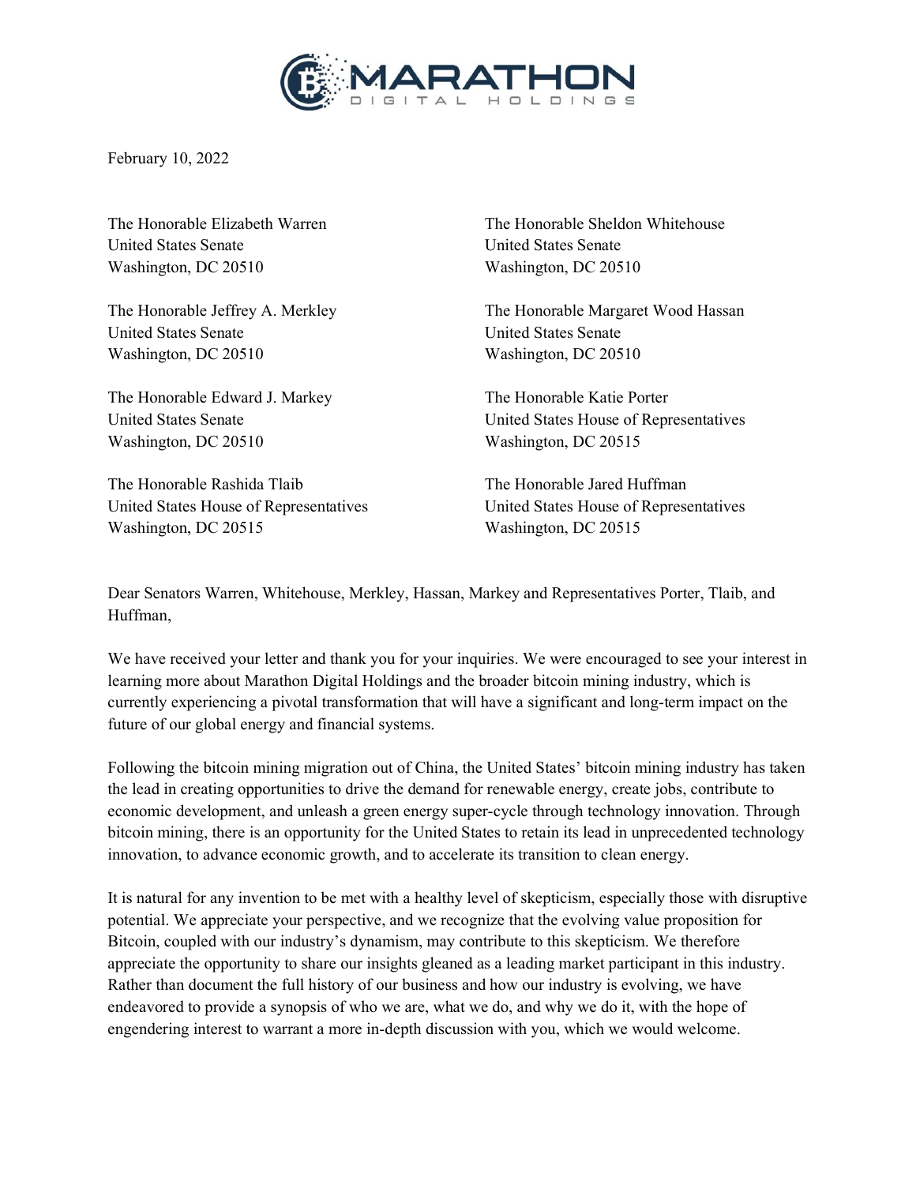MARATHON
DIGITAL HOLDINGS

February 10, 2022

The Honorable Elizabeth Warren
United States Senate
Washington, DC 20510

The Honorable Sheldon Whitehouse
United States Senate
Washington, DC 20510

The Honorable Jeffrey A. Merkley
United States Senate
Washington, DC 20510

The Honorable Margaret Wood Hassan
United States Senate
Washington, DC 20510

The Honorable Edward J. Markey
United States Senate
Washington, DC 20510

The Honorable Katie Porter
United States House of Representatives
Washington, DC 20515

The Honorable Rashida Tlaib
United States House of Representatives
Washington, DC 20515

The Honorable Jared Huffman
United States House of Representatives
Washington, DC 20515

Dear Senators Warren, Whitehouse, Merkley, Hassan, Markey and Representatives Porter, Tlaib, and Huffman,

We have received your letter and thank you for your inquiries. We were encouraged to see your interest in learning more about Marathon Digital Holdings and the broader bitcoin mining industry, which is currently experiencing a pivotal transformation that will have a significant and long-term impact on the future of our global energy and financial systems.

Following the bitcoin mining migration out of China, the United States' bitcoin mining industry has taken the lead in creating opportunities to drive the demand for renewable energy, create jobs, contribute to economic development, and unleash a green energy super-cycle through technology innovation. Through bitcoin mining, there is an opportunity for the United States to retain its lead in unprecedented technology innovation, to advance economic growth, and to accelerate its transition to clean energy.

It is natural for any invention to be met with a healthy level of skepticism, especially those with disruptive potential. We appreciate your perspective, and we recognize that the evolving value proposition for Bitcoin, coupled with our industry's dynamism, may contribute to this skepticism. We therefore appreciate the opportunity to share our insights gleaned as a leading market participant in this industry. Rather than document the full history of our business and how our industry is evolving, we have endeavored to provide a synopsis of who we are, what we do, and why we do it, with the hope of engendering interest to warrant a more in-depth discussion with you, which we would welcome.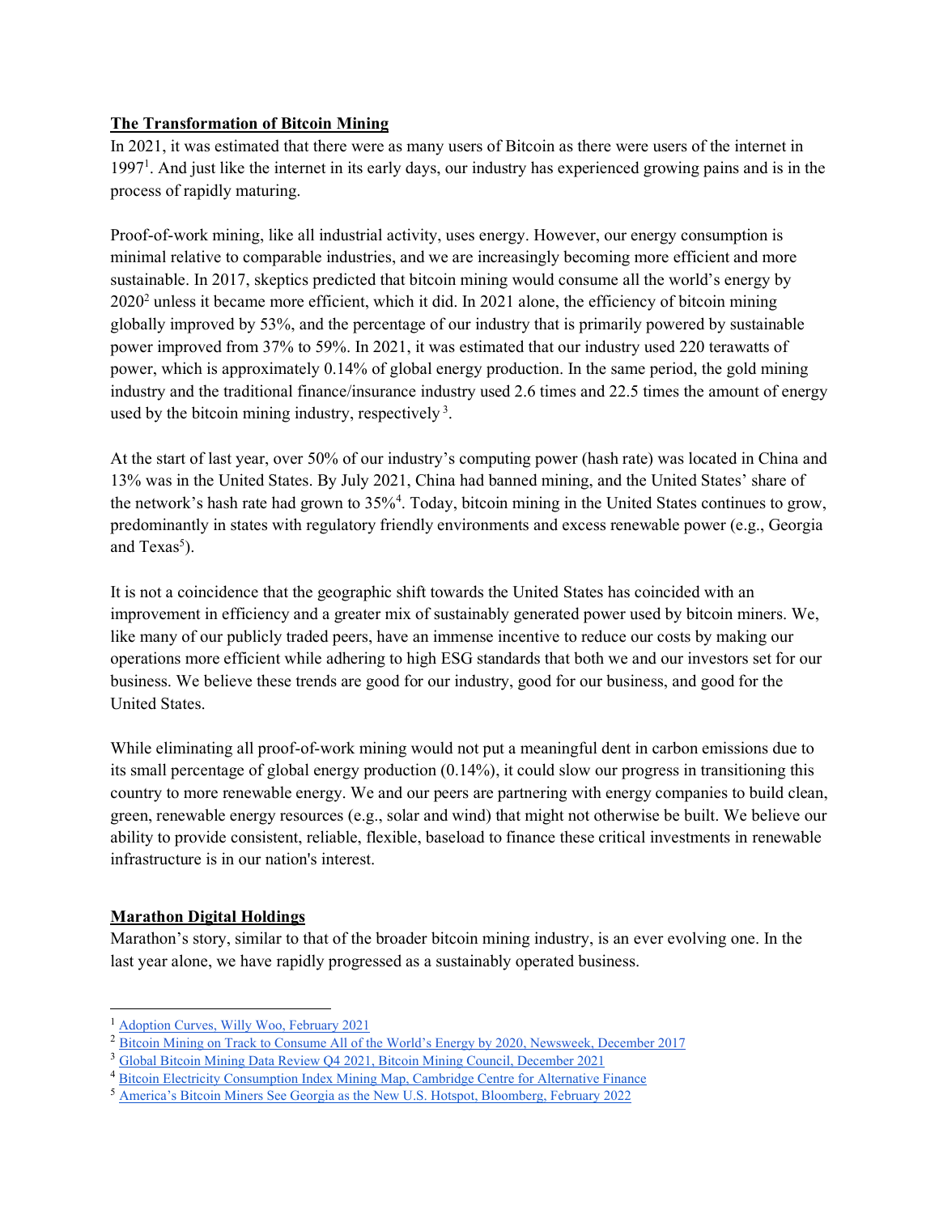**The Transformation of Bitcoin Mining**

In 2021, it was estimated that there were as many users of Bitcoin as there were users of the internet in 1997[1]. And just like the internet in its early days, our industry has experienced growing pains and is in the process of rapidly maturing.

Proof-of-work mining, like all industrial activity, uses energy. However, our energy consumption is minimal relative to comparable industries, and we are increasingly becoming more efficient and more sustainable. In 2017, skeptics predicted that bitcoin mining would consume all the world's energy by 2020[2] unless it became more efficient, which it did. In 2021 alone, the efficiency of bitcoin mining globally improved by 53%, and the percentage of our industry that is primarily powered by sustainable power improved from 37% to 59%. In 2021, it was estimated that our industry used 220 terawatts of power, which is approximately 0.14% of global energy production. In the same period, the gold mining industry and the traditional finance/insurance industry used 2.6 times and 22.5 times the amount of energy used by the bitcoin mining industry, respectively[3].

At the start of last year, over 50% of our industry's computing power (hash rate) was located in China and 13% was in the United States. By July 2021, China had banned mining, and the United States' share of the network's hash rate had grown to 35%[4]. Today, bitcoin mining in the United States continues to grow, predominantly in states with regulatory friendly environments and excess renewable power (e.g., Georgia and Texas[5]).

It is not a coincidence that the geographic shift towards the United States has coincided with an improvement in efficiency and a greater mix of sustainably generated power used by bitcoin miners. We, like many of our publicly traded peers, have an immense incentive to reduce our costs by making our operations more efficient while adhering to high ESG standards that both we and our investors set for our business. We believe these trends are good for our industry, good for our business, and good for the United States.

While eliminating all proof-of-work mining would not put a meaningful dent in carbon emissions due to its small percentage of global energy production (0.14%), it could slow our progress in transitioning this country to more renewable energy. We and our peers are partnering with energy companies to build clean, green, renewable energy resources (e.g., solar and wind) that might not otherwise be built. We believe our ability to provide consistent, reliable, flexible, baseload to finance these critical investments in renewable infrastructure is in our nation's interest.

**Marathon Digital Holdings**

Marathon's story, similar to that of the broader bitcoin mining industry, is an ever evolving one. In the last year alone, we have rapidly progressed as a sustainably operated business.

---

[1] Adoption Curves, Willy Woo, February 2021

[2] Bitcoin Mining on Track to Consume All of the World's Energy by 2020, Newsweek, December 2017

[3] Global Bitcoin Mining Data Review Q4 2021, Bitcoin Mining Council, December 2021

[4] Bitcoin Electricity Consumption Index Mining Map, Cambridge Centre for Alternative Finance

[5] America's Bitcoin Miners See Georgia as the New U.S. Hotspot, Bloomberg, February 2022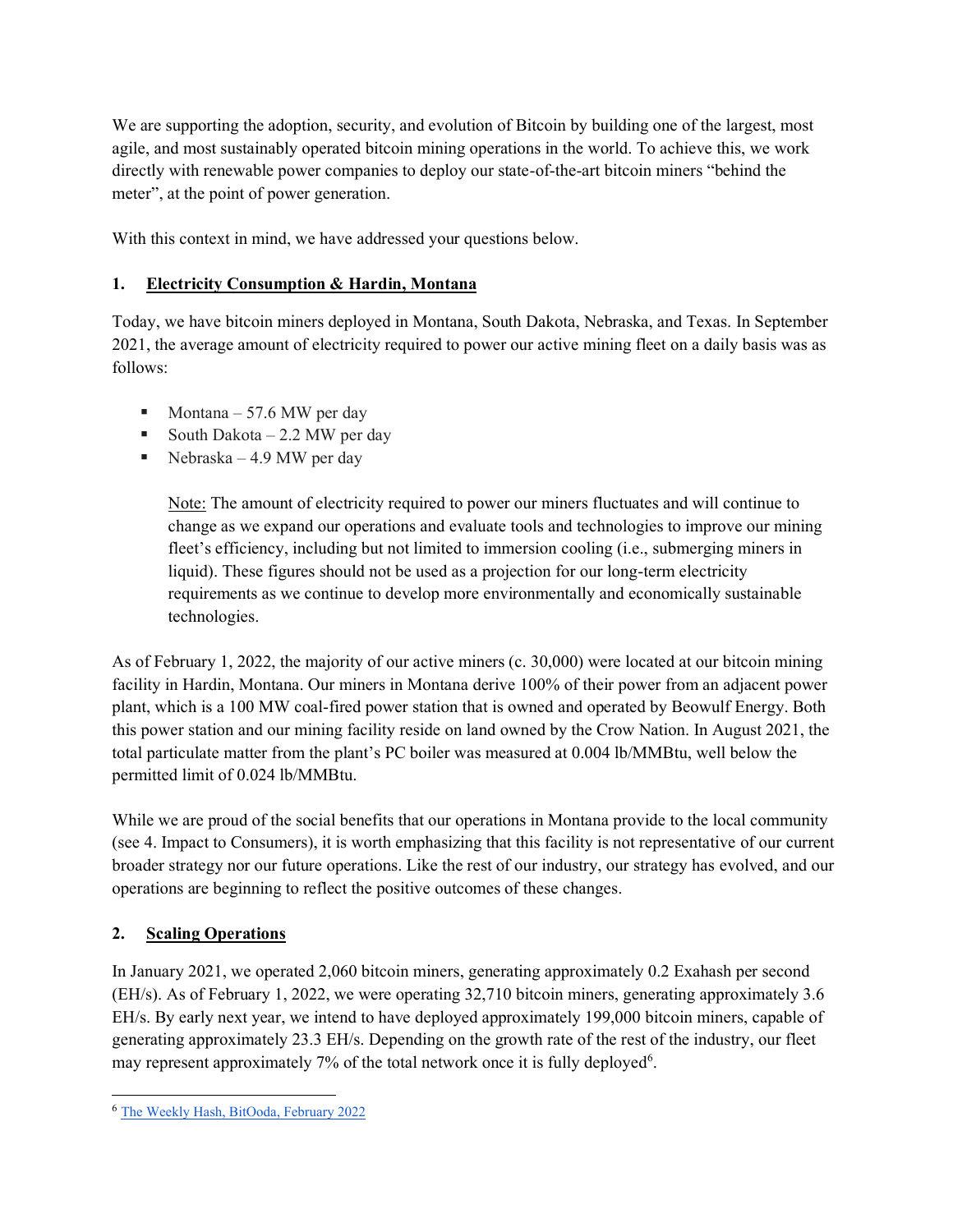We are supporting the adoption, security, and evolution of Bitcoin by building one of the largest, most agile, and most sustainably operated bitcoin mining operations in the world. To achieve this, we work directly with renewable power companies to deploy our state-of-the-art bitcoin miners "behind the meter", at the point of power generation.

With this context in mind, we have addressed your questions below.

## 1. Electricity Consumption & Hardin, Montana

Today, we have bitcoin miners deployed in Montana, South Dakota, Nebraska, and Texas. In September 2021, the average amount of electricity required to power our active mining fleet on a daily basis was as follows:

- Montana – 57.6 MW per day
- South Dakota – 2.2 MW per day
- Nebraska – 4.9 MW per day

> Note: The amount of electricity required to power our miners fluctuates and will continue to change as we expand our operations and evaluate tools and technologies to improve our mining fleet's efficiency, including but not limited to immersion cooling (i.e., submerging miners in liquid). These figures should not be used as a projection for our long-term electricity requirements as we continue to develop more environmentally and economically sustainable technologies.

As of February 1, 2022, the majority of our active miners (c. 30,000) were located at our bitcoin mining facility in Hardin, Montana. Our miners in Montana derive 100% of their power from an adjacent power plant, which is a 100 MW coal-fired power station that is owned and operated by Beowulf Energy. Both this power station and our mining facility reside on land owned by the Crow Nation. In August 2021, the total particulate matter from the plant's PC boiler was measured at 0.004 lb/MMBtu, well below the permitted limit of 0.024 lb/MMBtu.

While we are proud of the social benefits that our operations in Montana provide to the local community (see 4. Impact to Consumers), it is worth emphasizing that this facility is not representative of our current broader strategy nor our future operations. Like the rest of our industry, our strategy has evolved, and our operations are beginning to reflect the positive outcomes of these changes.

## 2. Scaling Operations

In January 2021, we operated 2,060 bitcoin miners, generating approximately 0.2 Exahash per second (EH/s). As of February 1, 2022, we were operating 32,710 bitcoin miners, generating approximately 3.6 EH/s. By early next year, we intend to have deployed approximately 199,000 bitcoin miners, capable of generating approximately 23.3 EH/s. Depending on the growth rate of the rest of the industry, our fleet may represent approximately 7% of the total network once it is fully deployed[6].

---

[6] The Weekly Hash, BitOoda, February 2022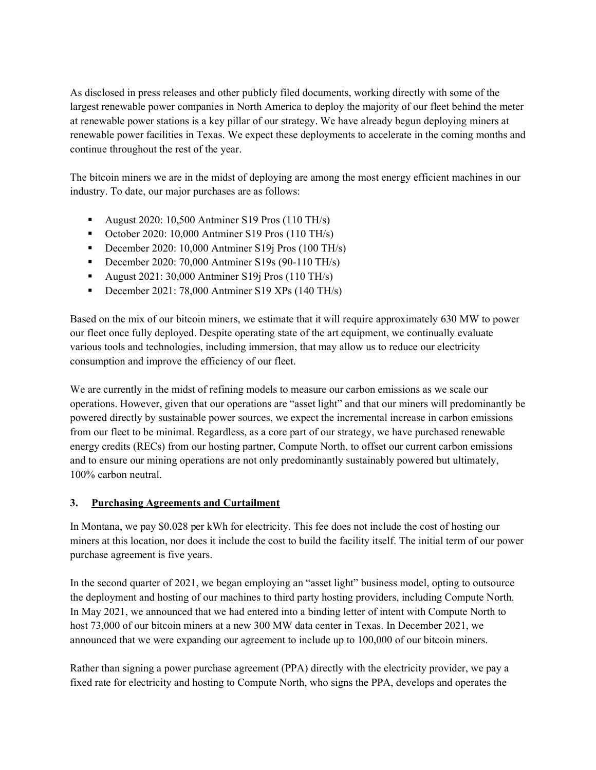As disclosed in press releases and other publicly filed documents, working directly with some of the largest renewable power companies in North America to deploy the majority of our fleet behind the meter at renewable power stations is a key pillar of our strategy. We have already begun deploying miners at renewable power facilities in Texas. We expect these deployments to accelerate in the coming months and continue throughout the rest of the year.

The bitcoin miners we are in the midst of deploying are among the most energy efficient machines in our industry. To date, our major purchases are as follows:

- August 2020: 10,500 Antminer S19 Pros (110 TH/s)
- October 2020: 10,000 Antminer S19 Pros (110 TH/s)
- December 2020: 10,000 Antminer S19j Pros (100 TH/s)
- December 2020: 70,000 Antminer S19s (90-110 TH/s)
- August 2021: 30,000 Antminer S19j Pros (110 TH/s)
- December 2021: 78,000 Antminer S19 XPs (140 TH/s)

Based on the mix of our bitcoin miners, we estimate that it will require approximately 630 MW to power our fleet once fully deployed. Despite operating state of the art equipment, we continually evaluate various tools and technologies, including immersion, that may allow us to reduce our electricity consumption and improve the efficiency of our fleet.

We are currently in the midst of refining models to measure our carbon emissions as we scale our operations. However, given that our operations are "asset light" and that our miners will predominantly be powered directly by sustainable power sources, we expect the incremental increase in carbon emissions from our fleet to be minimal. Regardless, as a core part of our strategy, we have purchased renewable energy credits (RECs) from our hosting partner, Compute North, to offset our current carbon emissions and to ensure our mining operations are not only predominantly sustainably powered but ultimately, 100% carbon neutral.

## 3. Purchasing Agreements and Curtailment

In Montana, we pay $0.028 per kWh for electricity. This fee does not include the cost of hosting our miners at this location, nor does it include the cost to build the facility itself. The initial term of our power purchase agreement is five years.

In the second quarter of 2021, we began employing an "asset light" business model, opting to outsource the deployment and hosting of our machines to third party hosting providers, including Compute North. In May 2021, we announced that we had entered into a binding letter of intent with Compute North to host 73,000 of our bitcoin miners at a new 300 MW data center in Texas. In December 2021, we announced that we were expanding our agreement to include up to 100,000 of our bitcoin miners.

Rather than signing a power purchase agreement (PPA) directly with the electricity provider, we pay a fixed rate for electricity and hosting to Compute North, who signs the PPA, develops and operates the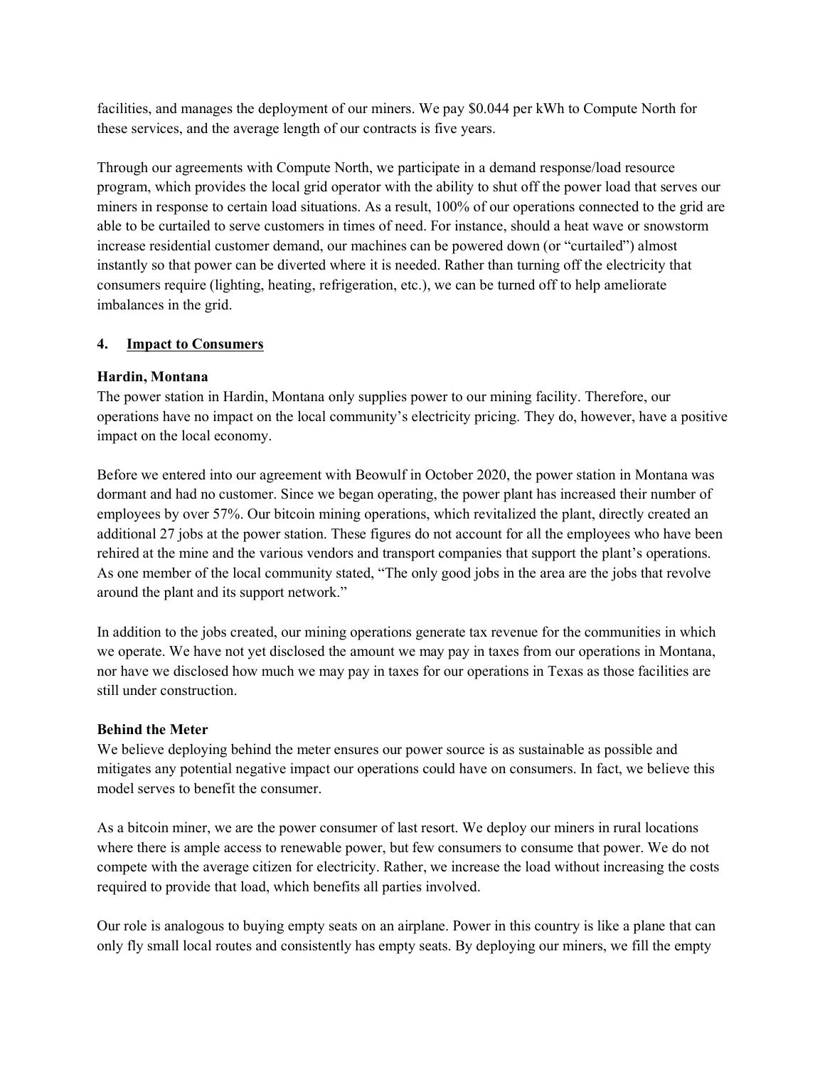facilities, and manages the deployment of our miners. We pay $0.044 per kWh to Compute North for these services, and the average length of our contracts is five years.

Through our agreements with Compute North, we participate in a demand response/load resource program, which provides the local grid operator with the ability to shut off the power load that serves our miners in response to certain load situations. As a result, 100% of our operations connected to the grid are able to be curtailed to serve customers in times of need. For instance, should a heat wave or snowstorm increase residential customer demand, our machines can be powered down (or "curtailed") almost instantly so that power can be diverted where it is needed. Rather than turning off the electricity that consumers require (lighting, heating, refrigeration, etc.), we can be turned off to help ameliorate imbalances in the grid.

## 4. Impact to Consumers

**Hardin, Montana**

The power station in Hardin, Montana only supplies power to our mining facility. Therefore, our operations have no impact on the local community's electricity pricing. They do, however, have a positive impact on the local economy.

Before we entered into our agreement with Beowulf in October 2020, the power station in Montana was dormant and had no customer. Since we began operating, the power plant has increased their number of employees by over 57%. Our bitcoin mining operations, which revitalized the plant, directly created an additional 27 jobs at the power station. These figures do not account for all the employees who have been rehired at the mine and the various vendors and transport companies that support the plant's operations. As one member of the local community stated, "The only good jobs in the area are the jobs that revolve around the plant and its support network."

In addition to the jobs created, our mining operations generate tax revenue for the communities in which we operate. We have not yet disclosed the amount we may pay in taxes from our operations in Montana, nor have we disclosed how much we may pay in taxes for our operations in Texas as those facilities are still under construction.

**Behind the Meter**

We believe deploying behind the meter ensures our power source is as sustainable as possible and mitigates any potential negative impact our operations could have on consumers. In fact, we believe this model serves to benefit the consumer.

As a bitcoin miner, we are the power consumer of last resort. We deploy our miners in rural locations where there is ample access to renewable power, but few consumers to consume that power. We do not compete with the average citizen for electricity. Rather, we increase the load without increasing the costs required to provide that load, which benefits all parties involved.

Our role is analogous to buying empty seats on an airplane. Power in this country is like a plane that can only fly small local routes and consistently has empty seats. By deploying our miners, we fill the empty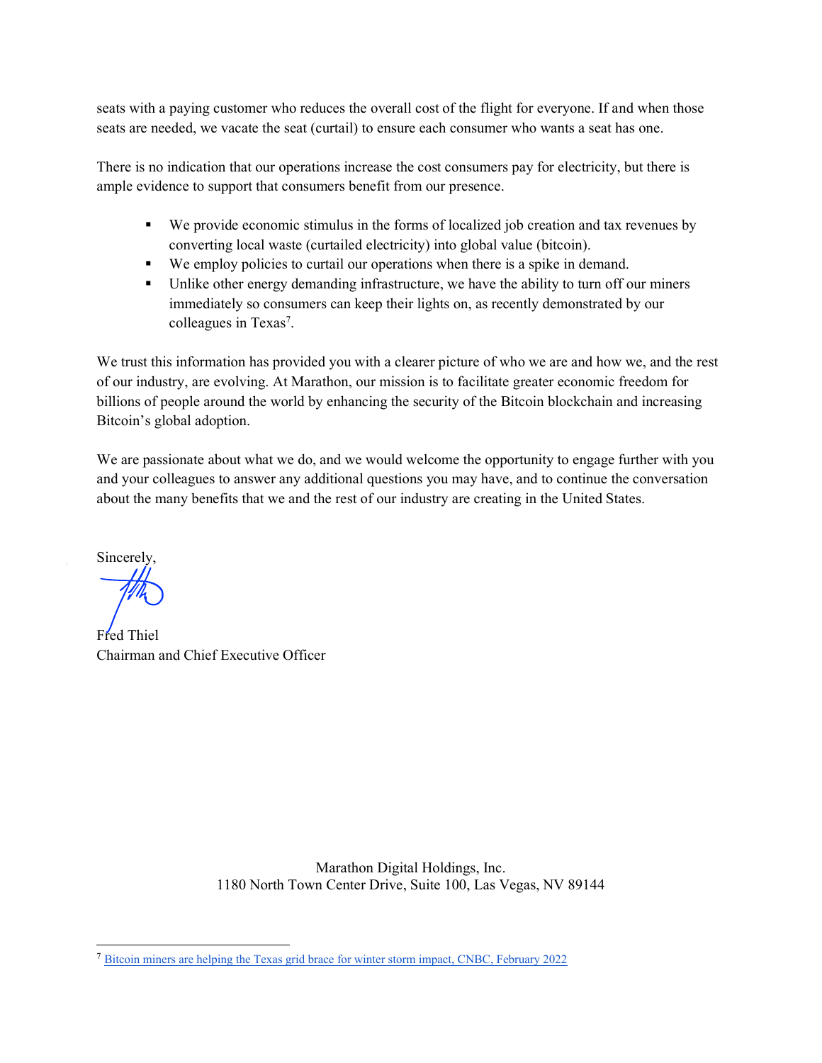seats with a paying customer who reduces the overall cost of the flight for everyone. If and when those seats are needed, we vacate the seat (curtail) to ensure each consumer who wants a seat has one.

There is no indication that our operations increase the cost consumers pay for electricity, but there is ample evidence to support that consumers benefit from our presence.

- We provide economic stimulus in the forms of localized job creation and tax revenues by converting local waste (curtailed electricity) into global value (bitcoin).
- We employ policies to curtail our operations when there is a spike in demand.
- Unlike other energy demanding infrastructure, we have the ability to turn off our miners immediately so consumers can keep their lights on, as recently demonstrated by our colleagues in Texas[7].

We trust this information has provided you with a clearer picture of who we are and how we, and the rest of our industry, are evolving. At Marathon, our mission is to facilitate greater economic freedom for billions of people around the world by enhancing the security of the Bitcoin blockchain and increasing Bitcoin's global adoption.

We are passionate about what we do, and we would welcome the opportunity to engage further with you and your colleagues to answer any additional questions you may have, and to continue the conversation about the many benefits that we and the rest of our industry are creating in the United States.

Sincerely,

Fred Thiel
Chairman and Chief Executive Officer

Marathon Digital Holdings, Inc.
1180 North Town Center Drive, Suite 100, Las Vegas, NV 89144

[7] Bitcoin miners are helping the Texas grid brace for winter storm impact, CNBC, February 2022